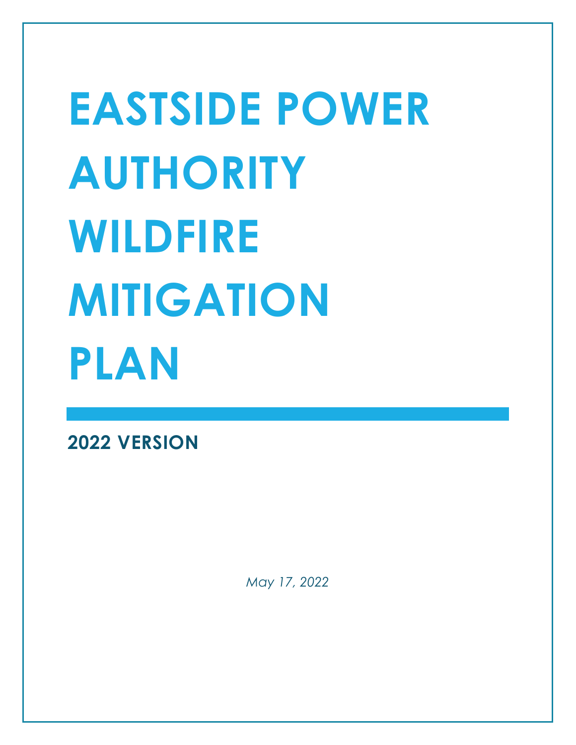# EASTSIDE POWER AUTHORITY WILDFIRE MITIGATION PLAN

## 2022 VERSION

*May 17, 2022*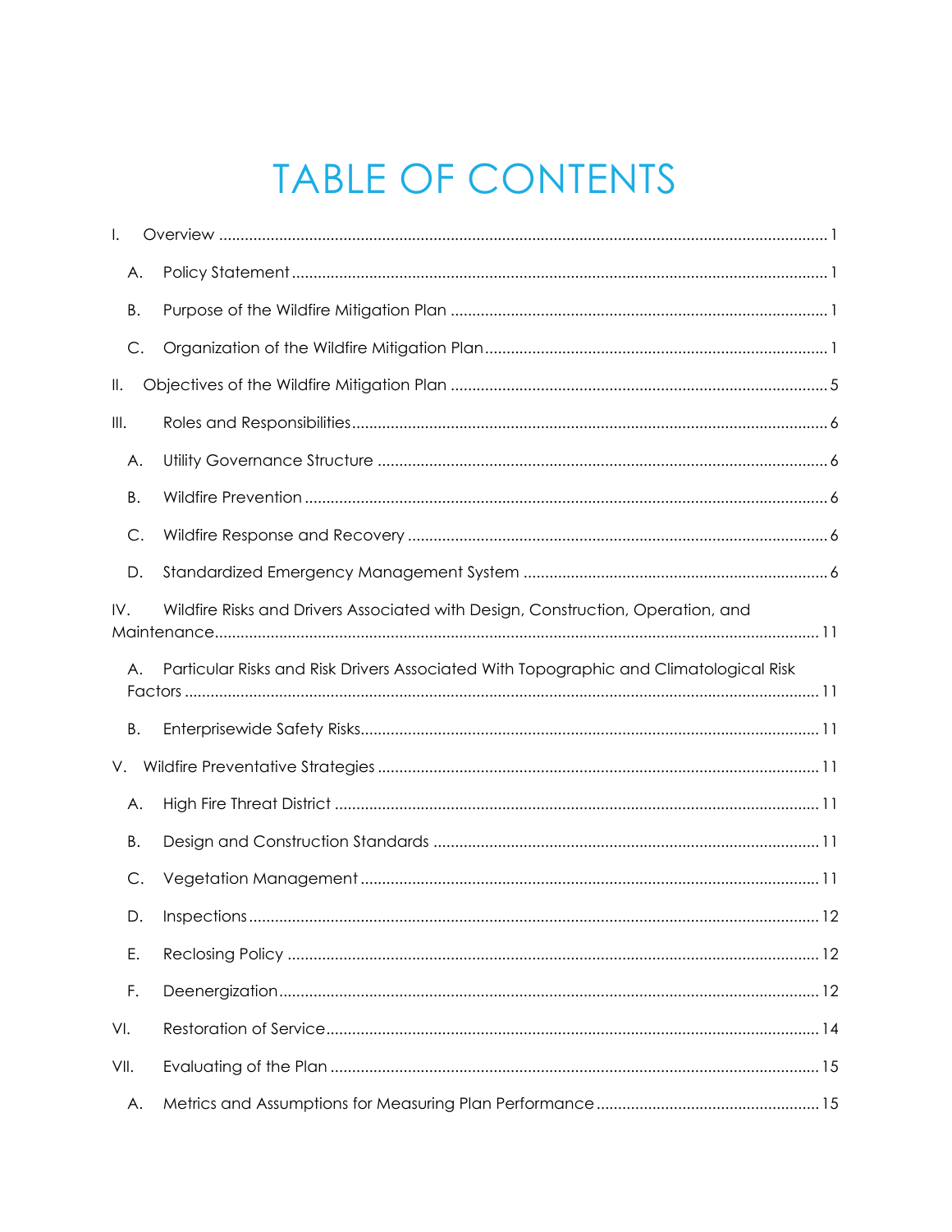# TABLE OF CONTENTS

I. Overview ............................................................................................................................ 1

- A. Policy Statement ............................................................................................................ 1
- B. Purpose of the Wildfire Mitigation Plan ....................................................................... 1
- C. Organization of the Wildfire Mitigation Plan ............................................................... 1

II. Objectives of the Wildfire Mitigation Plan ....................................................................... 5

III. Roles and Responsibilities ............................................................................................. 6

- A. Utility Governance Structure ....................................................................................... 6
- B. Wildfire Prevention ........................................................................................................ 6
- C. Wildfire Response and Recovery ................................................................................. 6
- D. Standardized Emergency Management System ...................................................... 6

IV. Wildfire Risks and Drivers Associated with Design, Construction, Operation, and Maintenance ......................................................................................................................... 11

- A. Particular Risks and Risk Drivers Associated With Topographic and Climatological Risk Factors ................................................................................................................................ 11
- B. Enterprisewide Safety Risks ......................................................................................... 11

V. Wildfire Preventative Strategies ...................................................................................... 11

- A. High Fire Threat District ............................................................................................... 11
- B. Design and Construction Standards ......................................................................... 11
- C. Vegetation Management .......................................................................................... 11
- D. Inspections ................................................................................................................... 12
- E. Reclosing Policy ........................................................................................................... 12
- F. Deenergization ............................................................................................................. 12

VI. Restoration of Service ................................................................................................... 14

VII. Evaluating of the Plan ................................................................................................... 15

- A. Metrics and Assumptions for Measuring Plan Performance .................................... 15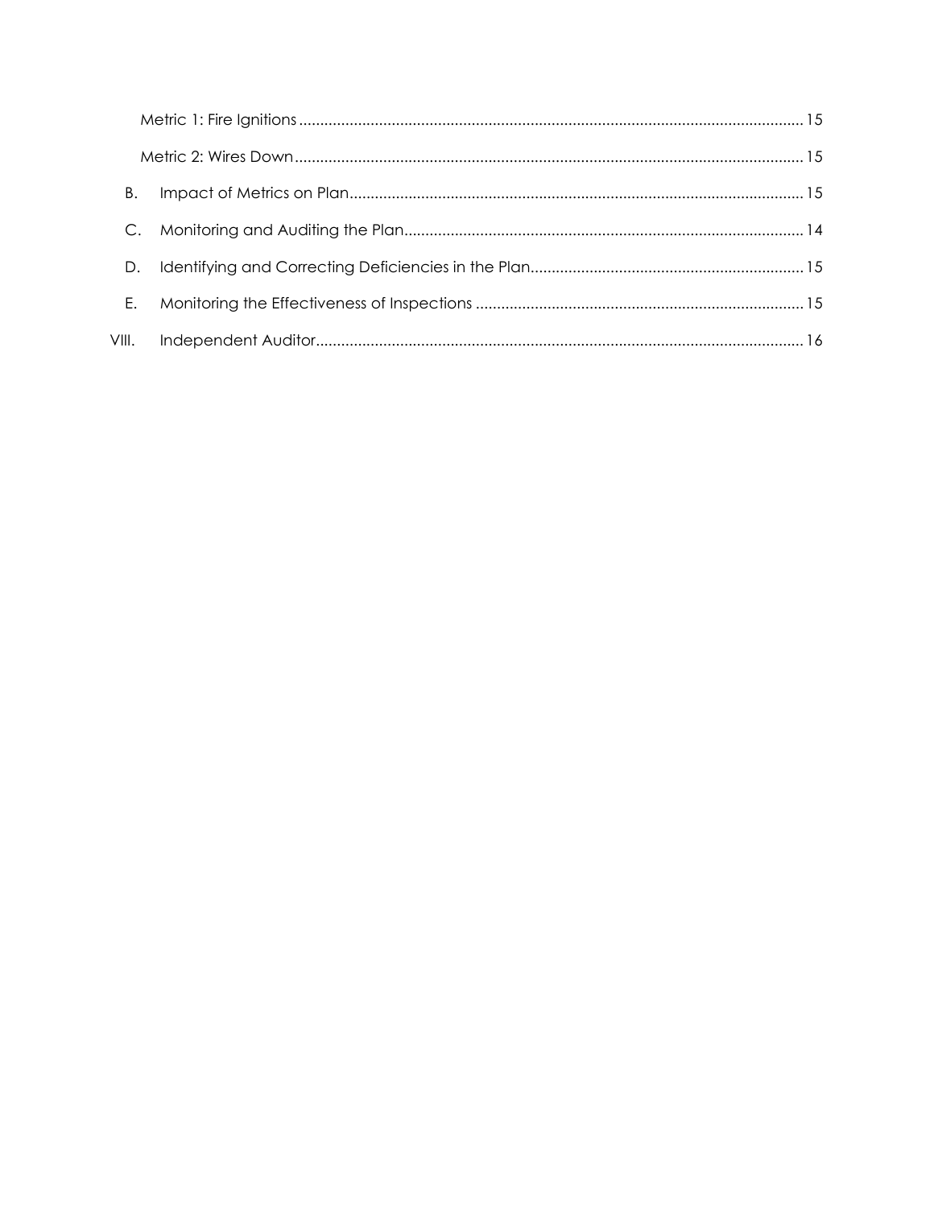Metric 1: Fire Ignitions ........................................................................................................................ 15

Metric 2: Wires Down ........................................................................................................................ 15

B. Impact of Metrics on Plan ........................................................................................................... 15

C. Monitoring and Auditing the Plan .............................................................................................. 14

D. Identifying and Correcting Deficiencies in the Plan ................................................................. 15

E. Monitoring the Effectiveness of Inspections ............................................................................. 15

VIII. Independent Auditor ................................................................................................................... 16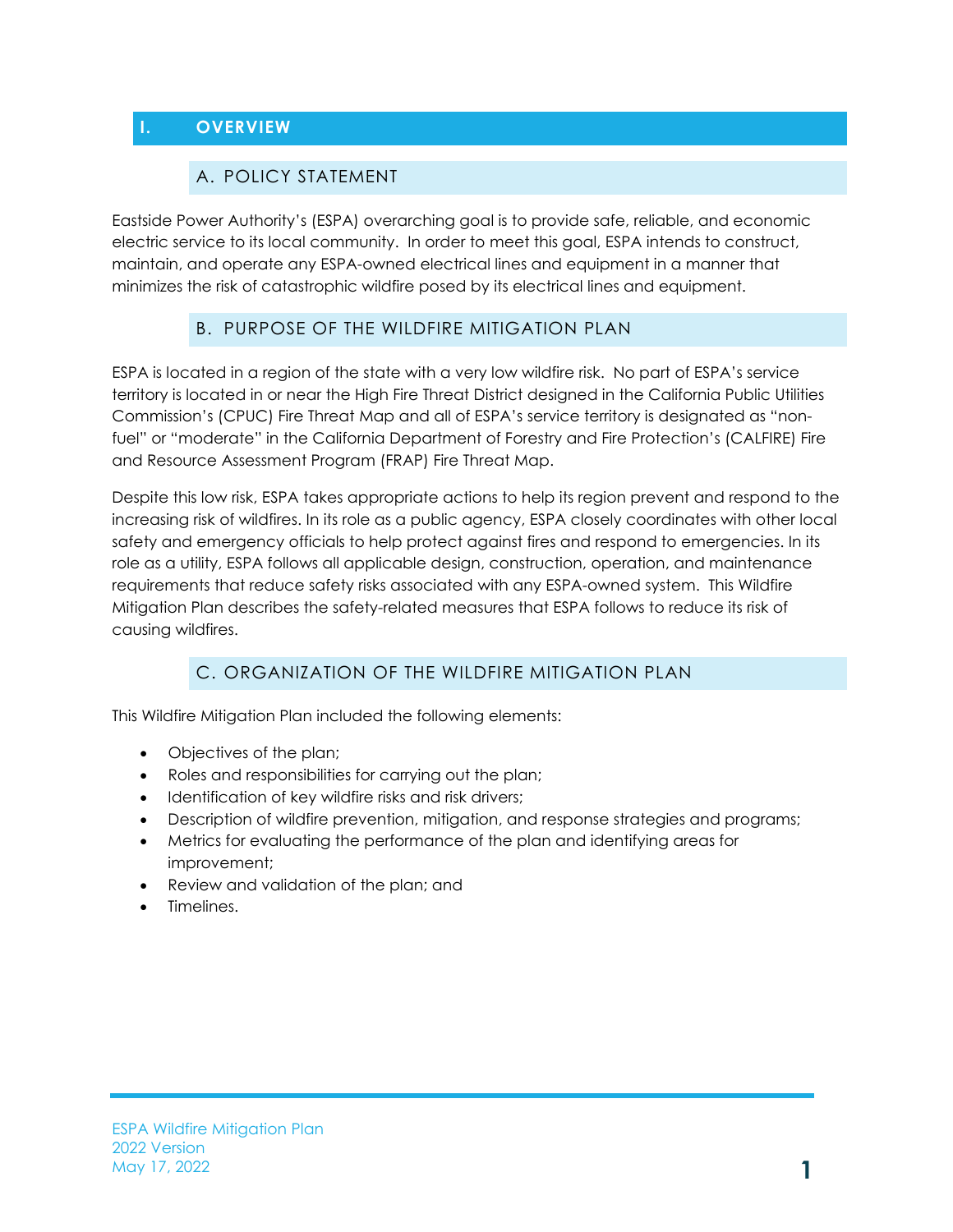# I. OVERVIEW

## A. POLICY STATEMENT

Eastside Power Authority's (ESPA) overarching goal is to provide safe, reliable, and economic electric service to its local community. In order to meet this goal, ESPA intends to construct, maintain, and operate any ESPA-owned electrical lines and equipment in a manner that minimizes the risk of catastrophic wildfire posed by its electrical lines and equipment.

## B. PURPOSE OF THE WILDFIRE MITIGATION PLAN

ESPA is located in a region of the state with a very low wildfire risk. No part of ESPA's service territory is located in or near the High Fire Threat District designed in the California Public Utilities Commission's (CPUC) Fire Threat Map and all of ESPA's service territory is designated as "non-fuel" or "moderate" in the California Department of Forestry and Fire Protection's (CALFIRE) Fire and Resource Assessment Program (FRAP) Fire Threat Map.

Despite this low risk, ESPA takes appropriate actions to help its region prevent and respond to the increasing risk of wildfires. In its role as a public agency, ESPA closely coordinates with other local safety and emergency officials to help protect against fires and respond to emergencies. In its role as a utility, ESPA follows all applicable design, construction, operation, and maintenance requirements that reduce safety risks associated with any ESPA-owned system. This Wildfire Mitigation Plan describes the safety-related measures that ESPA follows to reduce its risk of causing wildfires.

## C. ORGANIZATION OF THE WILDFIRE MITIGATION PLAN

This Wildfire Mitigation Plan included the following elements:

- Objectives of the plan;
- Roles and responsibilities for carrying out the plan;
- Identification of key wildfire risks and risk drivers;
- Description of wildfire prevention, mitigation, and response strategies and programs;
- Metrics for evaluating the performance of the plan and identifying areas for improvement;
- Review and validation of the plan; and
- Timelines.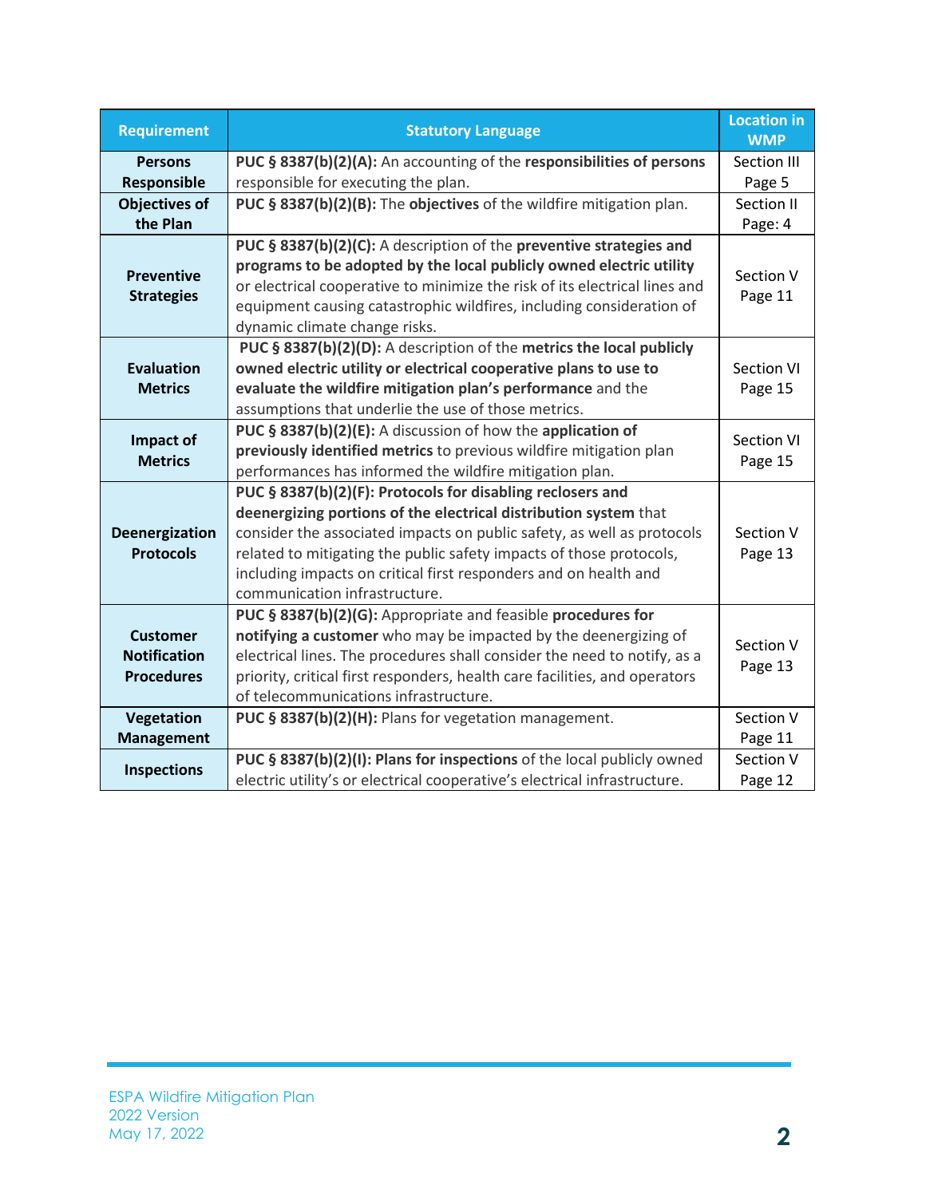| Requirement | Statutory Language | Location in WMP |
|---|---|---|
| **Persons Responsible** | **PUC § 8387(b)(2)(A):** An accounting of the **responsibilities of persons** responsible for executing the plan. | Section III Page 5 |
| **Objectives of the Plan** | **PUC § 8387(b)(2)(B):** The **objectives** of the wildfire mitigation plan. | Section II Page: 4 |
| **Preventive Strategies** | **PUC § 8387(b)(2)(C):** A description of the **preventive strategies and programs to be adopted by the local publicly owned electric utility** or electrical cooperative to minimize the risk of its electrical lines and equipment causing catastrophic wildfires, including consideration of dynamic climate change risks. | Section V Page 11 |
| **Evaluation Metrics** | **PUC § 8387(b)(2)(D):** A description of the **metrics the local publicly owned electric utility or electrical cooperative plans to use to evaluate the wildfire mitigation plan's performance** and the assumptions that underlie the use of those metrics. | Section VI Page 15 |
| **Impact of Metrics** | **PUC § 8387(b)(2)(E):** A discussion of how the **application of previously identified metrics** to previous wildfire mitigation plan performances has informed the wildfire mitigation plan. | Section VI Page 15 |
| **Deenergization Protocols** | **PUC § 8387(b)(2)(F): Protocols for disabling reclosers and deenergizing portions of the electrical distribution system** that consider the associated impacts on public safety, as well as protocols related to mitigating the public safety impacts of those protocols, including impacts on critical first responders and on health and communication infrastructure. | Section V Page 13 |
| **Customer Notification Procedures** | **PUC § 8387(b)(2)(G):** Appropriate and feasible **procedures for notifying a customer** who may be impacted by the deenergizing of electrical lines. The procedures shall consider the need to notify, as a priority, critical first responders, health care facilities, and operators of telecommunications infrastructure. | Section V Page 13 |
| **Vegetation Management** | **PUC § 8387(b)(2)(H):** Plans for vegetation management. | Section V Page 11 |
| **Inspections** | **PUC § 8387(b)(2)(I): Plans for inspections** of the local publicly owned electric utility's or electrical cooperative's electrical infrastructure. | Section V Page 12 |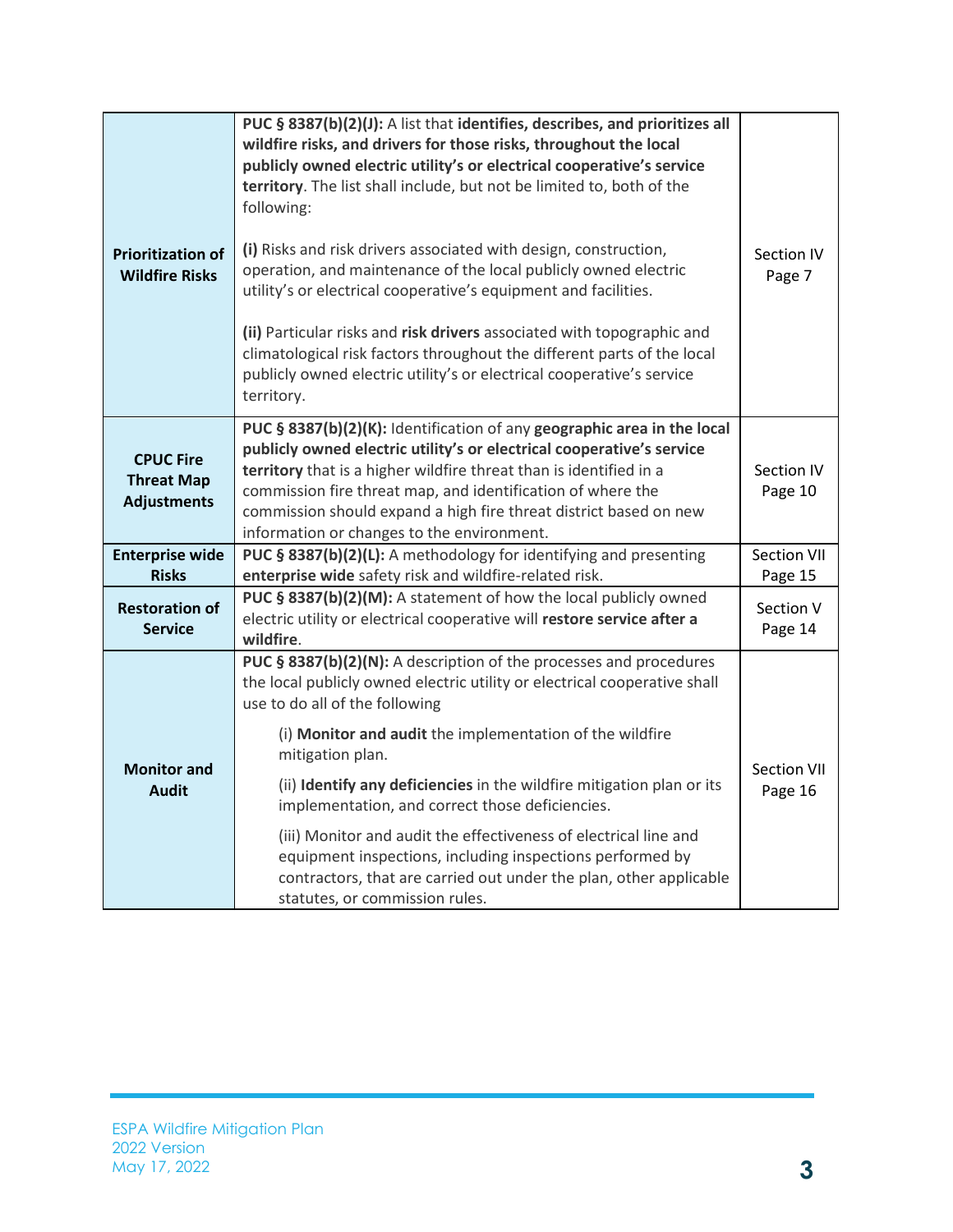| | | |
|---|---|---|
| **Prioritization of Wildfire Risks** | **PUC § 8387(b)(2)(J):** A list that **identifies, describes, and prioritizes all wildfire risks, and drivers for those risks, throughout the local publicly owned electric utility's or electrical cooperative's service territory**. The list shall include, but not be limited to, both of the following:<br><br>**(i)** Risks and risk drivers associated with design, construction, operation, and maintenance of the local publicly owned electric utility's or electrical cooperative's equipment and facilities.<br><br>**(ii)** Particular risks and **risk drivers** associated with topographic and climatological risk factors throughout the different parts of the local publicly owned electric utility's or electrical cooperative's service territory. | Section IV Page 7 |
| **CPUC Fire Threat Map Adjustments** | **PUC § 8387(b)(2)(K):** Identification of any **geographic area in the local publicly owned electric utility's or electrical cooperative's service territory** that is a higher wildfire threat than is identified in a commission fire threat map, and identification of where the commission should expand a high fire threat district based on new information or changes to the environment. | Section IV Page 10 |
| **Enterprise wide Risks** | **PUC § 8387(b)(2)(L):** A methodology for identifying and presenting **enterprise wide** safety risk and wildfire-related risk. | Section VII Page 15 |
| **Restoration of Service** | **PUC § 8387(b)(2)(M):** A statement of how the local publicly owned electric utility or electrical cooperative will **restore service after a wildfire**. | Section V Page 14 |
| **Monitor and Audit** | **PUC § 8387(b)(2)(N):** A description of the processes and procedures the local publicly owned electric utility or electrical cooperative shall use to do all of the following<br><br>(i) **Monitor and audit** the implementation of the wildfire mitigation plan.<br><br>(ii) **Identify any deficiencies** in the wildfire mitigation plan or its implementation, and correct those deficiencies.<br><br>(iii) Monitor and audit the effectiveness of electrical line and equipment inspections, including inspections performed by contractors, that are carried out under the plan, other applicable statutes, or commission rules. | Section VII Page 16 |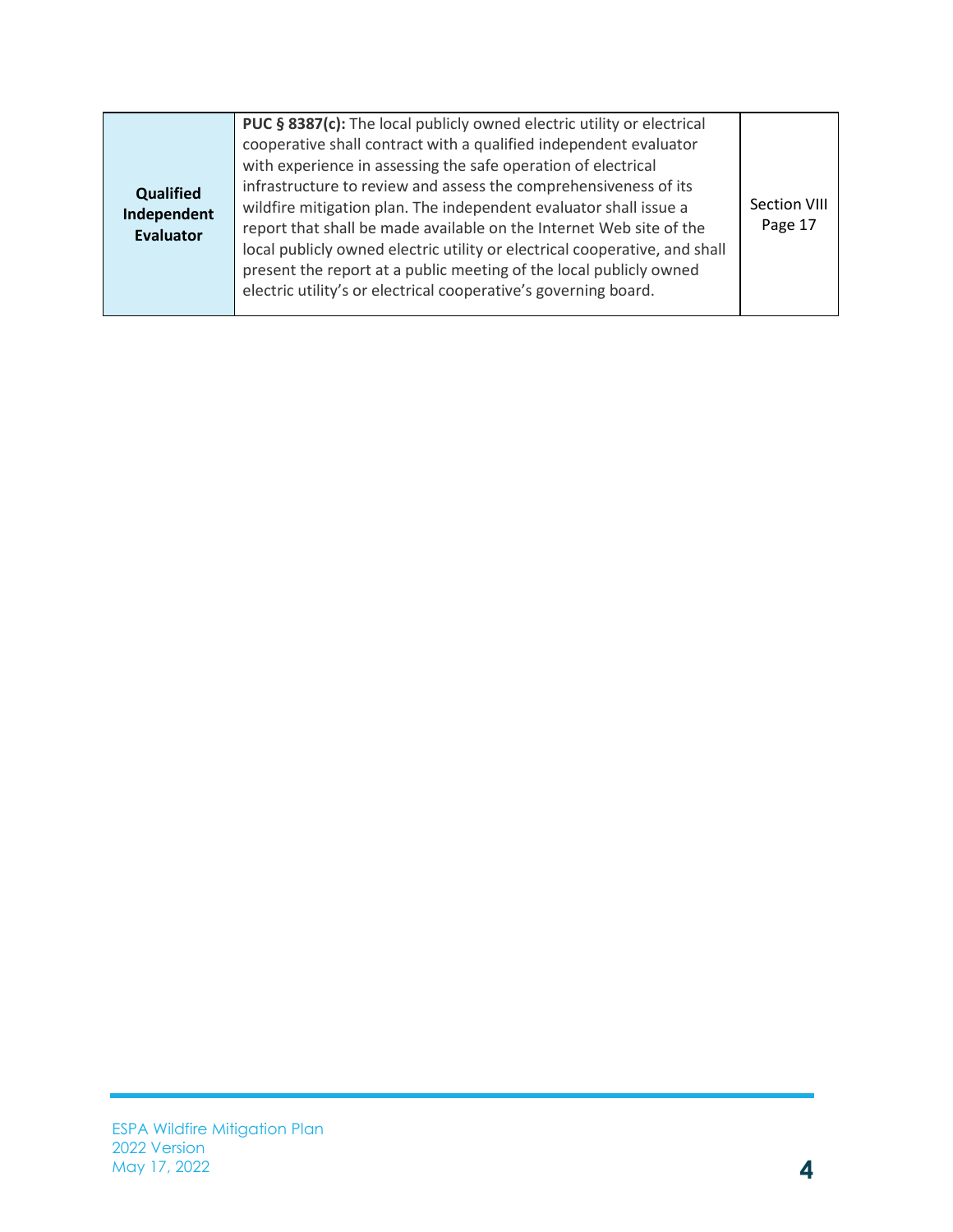| | | |
|---|---|---|
| **Qualified Independent Evaluator** | **PUC § 8387(c):** The local publicly owned electric utility or electrical cooperative shall contract with a qualified independent evaluator with experience in assessing the safe operation of electrical infrastructure to review and assess the comprehensiveness of its wildfire mitigation plan. The independent evaluator shall issue a report that shall be made available on the Internet Web site of the local publicly owned electric utility or electrical cooperative, and shall present the report at a public meeting of the local publicly owned electric utility's or electrical cooperative's governing board. | Section VIII Page 17 |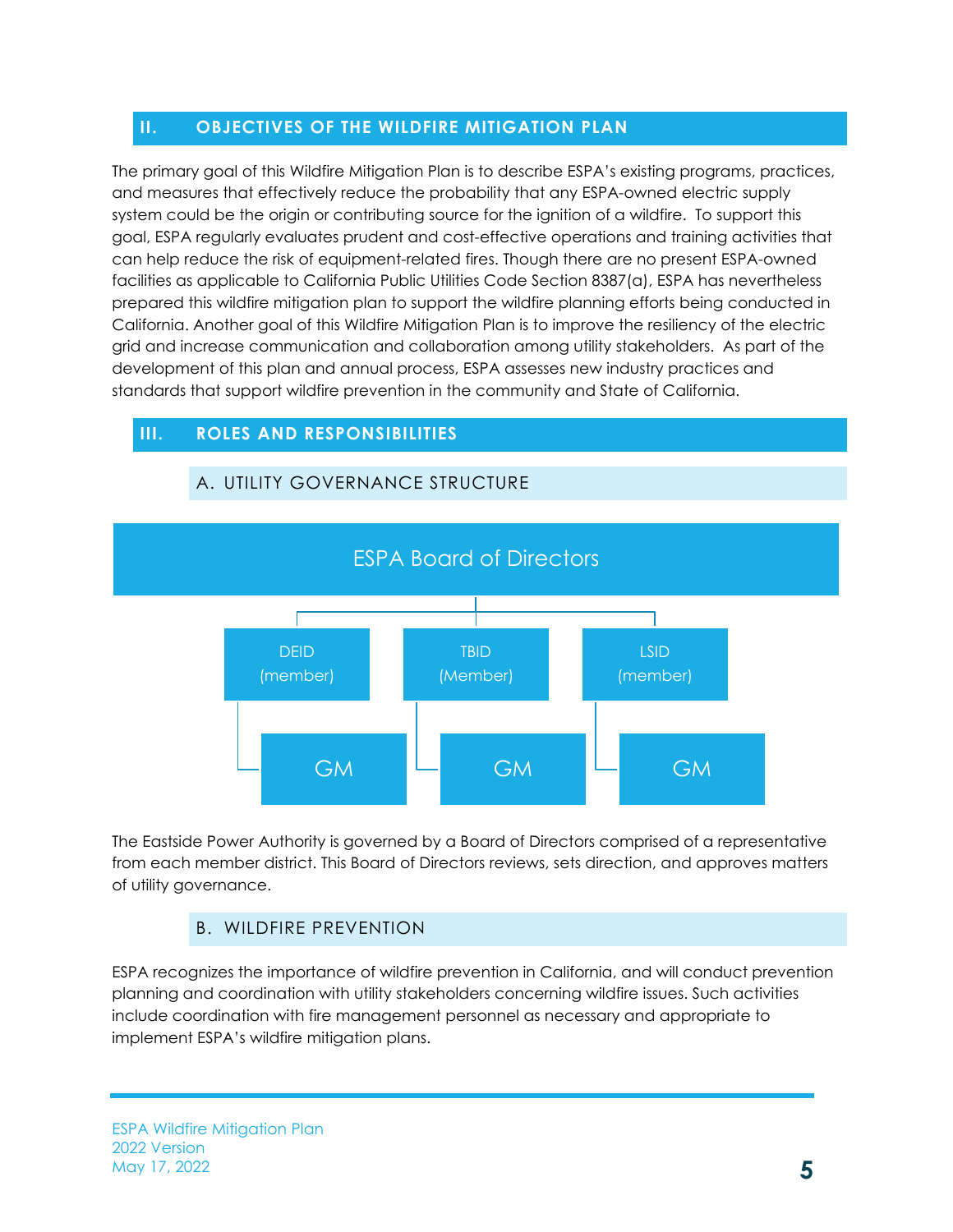## II. OBJECTIVES OF THE WILDFIRE MITIGATION PLAN

The primary goal of this Wildfire Mitigation Plan is to describe ESPA's existing programs, practices, and measures that effectively reduce the probability that any ESPA-owned electric supply system could be the origin or contributing source for the ignition of a wildfire. To support this goal, ESPA regularly evaluates prudent and cost-effective operations and training activities that can help reduce the risk of equipment-related fires. Though there are no present ESPA-owned facilities as applicable to California Public Utilities Code Section 8387(a), ESPA has nevertheless prepared this wildfire mitigation plan to support the wildfire planning efforts being conducted in California. Another goal of this Wildfire Mitigation Plan is to improve the resiliency of the electric grid and increase communication and collaboration among utility stakeholders. As part of the development of this plan and annual process, ESPA assesses new industry practices and standards that support wildfire prevention in the community and State of California.

## III. ROLES AND RESPONSIBILITIES

### A. UTILITY GOVERNANCE STRUCTURE

ESPA Board of Directors

- DEID (member)
  - GM
- TBID (Member)
  - GM
- LSID (member)
  - GM

The Eastside Power Authority is governed by a Board of Directors comprised of a representative from each member district. This Board of Directors reviews, sets direction, and approves matters of utility governance.

### B. WILDFIRE PREVENTION

ESPA recognizes the importance of wildfire prevention in California, and will conduct prevention planning and coordination with utility stakeholders concerning wildfire issues. Such activities include coordination with fire management personnel as necessary and appropriate to implement ESPA's wildfire mitigation plans.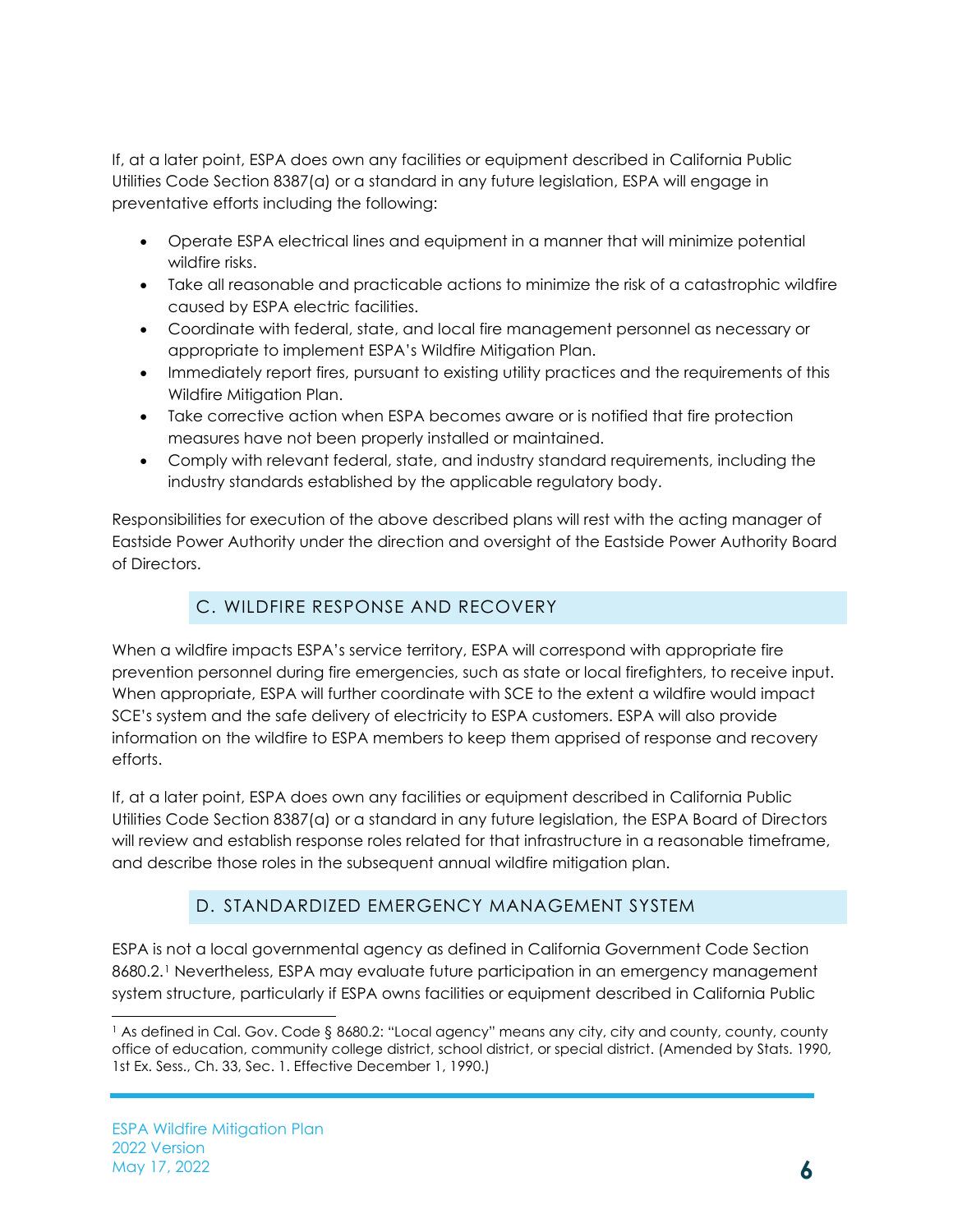If, at a later point, ESPA does own any facilities or equipment described in California Public Utilities Code Section 8387(a) or a standard in any future legislation, ESPA will engage in preventative efforts including the following:

- Operate ESPA electrical lines and equipment in a manner that will minimize potential wildfire risks.
- Take all reasonable and practicable actions to minimize the risk of a catastrophic wildfire caused by ESPA electric facilities.
- Coordinate with federal, state, and local fire management personnel as necessary or appropriate to implement ESPA's Wildfire Mitigation Plan.
- Immediately report fires, pursuant to existing utility practices and the requirements of this Wildfire Mitigation Plan.
- Take corrective action when ESPA becomes aware or is notified that fire protection measures have not been properly installed or maintained.
- Comply with relevant federal, state, and industry standard requirements, including the industry standards established by the applicable regulatory body.

Responsibilities for execution of the above described plans will rest with the acting manager of Eastside Power Authority under the direction and oversight of the Eastside Power Authority Board of Directors.

## C. WILDFIRE RESPONSE AND RECOVERY

When a wildfire impacts ESPA's service territory, ESPA will correspond with appropriate fire prevention personnel during fire emergencies, such as state or local firefighters, to receive input. When appropriate, ESPA will further coordinate with SCE to the extent a wildfire would impact SCE's system and the safe delivery of electricity to ESPA customers. ESPA will also provide information on the wildfire to ESPA members to keep them apprised of response and recovery efforts.

If, at a later point, ESPA does own any facilities or equipment described in California Public Utilities Code Section 8387(a) or a standard in any future legislation, the ESPA Board of Directors will review and establish response roles related for that infrastructure in a reasonable timeframe, and describe those roles in the subsequent annual wildfire mitigation plan.

## D. STANDARDIZED EMERGENCY MANAGEMENT SYSTEM

ESPA is not a local governmental agency as defined in California Government Code Section 8680.2.[1] Nevertheless, ESPA may evaluate future participation in an emergency management system structure, particularly if ESPA owns facilities or equipment described in California Public

[1] As defined in Cal. Gov. Code § 8680.2: "Local agency" means any city, city and county, county, county office of education, community college district, school district, or special district. (Amended by Stats. 1990, 1st Ex. Sess., Ch. 33, Sec. 1. Effective December 1, 1990.)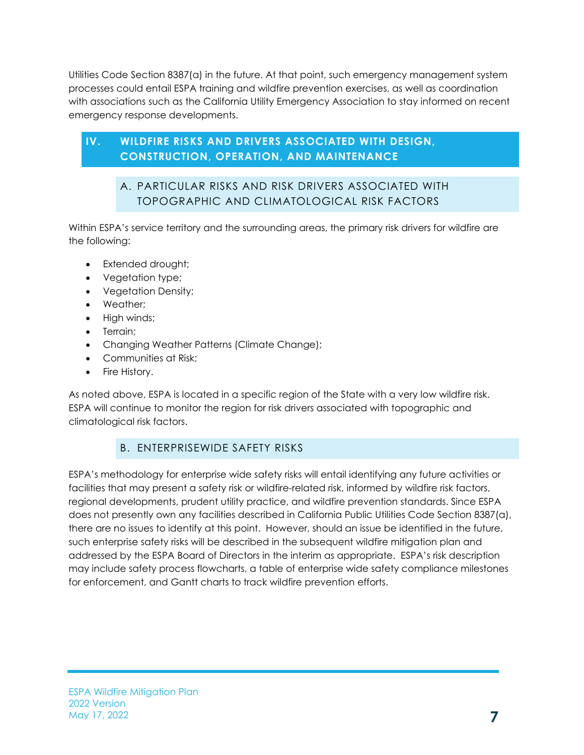Utilities Code Section 8387(a) in the future. At that point, such emergency management system processes could entail ESPA training and wildfire prevention exercises, as well as coordination with associations such as the California Utility Emergency Association to stay informed on recent emergency response developments.

## IV. WILDFIRE RISKS AND DRIVERS ASSOCIATED WITH DESIGN, CONSTRUCTION, OPERATION, AND MAINTENANCE

### A. PARTICULAR RISKS AND RISK DRIVERS ASSOCIATED WITH TOPOGRAPHIC AND CLIMATOLOGICAL RISK FACTORS

Within ESPA's service territory and the surrounding areas, the primary risk drivers for wildfire are the following:

- Extended drought;
- Vegetation type;
- Vegetation Density;
- Weather;
- High winds;
- Terrain;
- Changing Weather Patterns (Climate Change);
- Communities at Risk;
- Fire History.

As noted above, ESPA is located in a specific region of the State with a very low wildfire risk. ESPA will continue to monitor the region for risk drivers associated with topographic and climatological risk factors.

### B. ENTERPRISEWIDE SAFETY RISKS

ESPA's methodology for enterprise wide safety risks will entail identifying any future activities or facilities that may present a safety risk or wildfire-related risk, informed by wildfire risk factors, regional developments, prudent utility practice, and wildfire prevention standards. Since ESPA does not presently own any facilities described in California Public Utilities Code Section 8387(a), there are no issues to identify at this point. However, should an issue be identified in the future, such enterprise safety risks will be described in the subsequent wildfire mitigation plan and addressed by the ESPA Board of Directors in the interim as appropriate. ESPA's risk description may include safety process flowcharts, a table of enterprise wide safety compliance milestones for enforcement, and Gantt charts to track wildfire prevention efforts.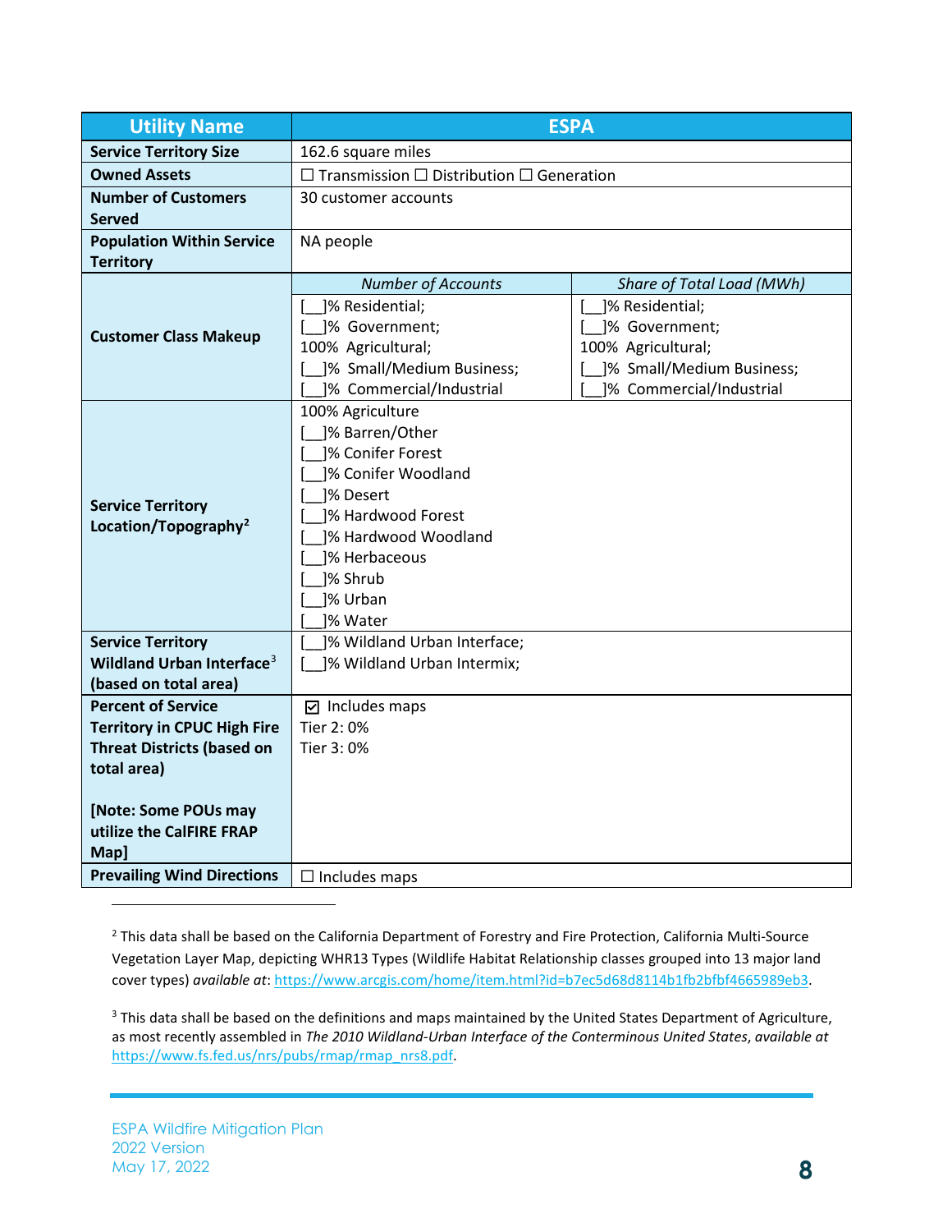| Utility Name | ESPA | |
|---|---|---|
| **Service Territory Size** | 162.6 square miles | |
| **Owned Assets** | ☐ Transmission ☐ Distribution ☐ Generation | |
| **Number of Customers Served** | 30 customer accounts | |
| **Population Within Service Territory** | NA people | |
| **Customer Class Makeup** | *Number of Accounts* | *Share of Total Load (MWh)* |
| | [__]% Residential;<br>[__]% Government;<br>100% Agricultural;<br>[__]% Small/Medium Business;<br>[__]% Commercial/Industrial | [__]% Residential;<br>[__]% Government;<br>100% Agricultural;<br>[__]% Small/Medium Business;<br>[__]% Commercial/Industrial |
| **Service Territory Location/Topography**[2] | 100% Agriculture<br>[__]% Barren/Other<br>[__]% Conifer Forest<br>[__]% Conifer Woodland<br>[__]% Desert<br>[__]% Hardwood Forest<br>[__]% Hardwood Woodland<br>[__]% Herbaceous<br>[__]% Shrub<br>[__]% Urban<br>[__]% Water | |
| **Service Territory Wildland Urban Interface**[3] **(based on total area)** | [__]% Wildland Urban Interface;<br>[__]% Wildland Urban Intermix; | |
| **Percent of Service Territory in CPUC High Fire Threat Districts (based on total area)**<br><br>**[Note: Some POUs may utilize the CalFIRE FRAP Map]** | ☑ Includes maps<br>Tier 2: 0%<br>Tier 3: 0% | |
| **Prevailing Wind Directions** | ☐ Includes maps | |

[2] This data shall be based on the California Department of Forestry and Fire Protection, California Multi-Source Vegetation Layer Map, depicting WHR13 Types (Wildlife Habitat Relationship classes grouped into 13 major land cover types) *available at*: https://www.arcgis.com/home/item.html?id=b7ec5d68d8114b1fb2bfbf4665989eb3.

[3] This data shall be based on the definitions and maps maintained by the United States Department of Agriculture, as most recently assembled in *The 2010 Wildland-Urban Interface of the Conterminous United States*, *available at* https://www.fs.fed.us/nrs/pubs/rmap/rmap_nrs8.pdf.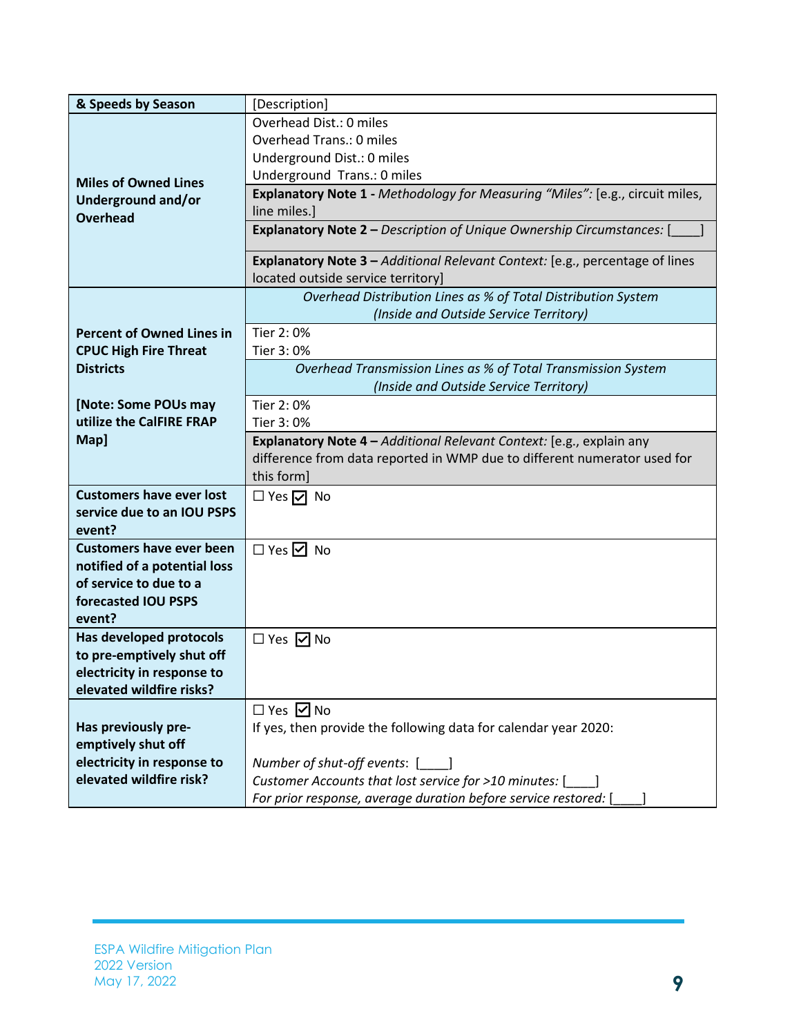| & Speeds by Season | [Description] |
|---|---|
| **Miles of Owned Lines Underground and/or Overhead** | Overhead Dist.: 0 miles<br>Overhead Trans.: 0 miles<br>Underground Dist.: 0 miles<br>Underground Trans.: 0 miles |
| | **Explanatory Note 1 -** *Methodology for Measuring "Miles":* [e.g., circuit miles, line miles.] |
| | **Explanatory Note 2 –** *Description of Unique Ownership Circumstances:* [____] |
| | **Explanatory Note 3 –** *Additional Relevant Context:* [e.g., percentage of lines located outside service territory] |
| **Percent of Owned Lines in CPUC High Fire Threat Districts**<br><br>**[Note: Some POUs may utilize the CalFIRE FRAP Map]** | *Overhead Distribution Lines as % of Total Distribution System (Inside and Outside Service Territory)* |
| | Tier 2: 0%<br>Tier 3: 0% |
| | *Overhead Transmission Lines as % of Total Transmission System (Inside and Outside Service Territory)* |
| | Tier 2: 0%<br>Tier 3: 0% |
| | **Explanatory Note 4 –** *Additional Relevant Context:* [e.g., explain any difference from data reported in WMP due to different numerator used for this form] |
| **Customers have ever lost service due to an IOU PSPS event?** | ☐ Yes ☑ No |
| **Customers have ever been notified of a potential loss of service to due to a forecasted IOU PSPS event?** | ☐ Yes ☑ No |
| **Has developed protocols to pre-emptively shut off electricity in response to elevated wildfire risks?** | ☐ Yes ☑ No |
| **Has previously pre-emptively shut off electricity in response to elevated wildfire risk?** | ☐ Yes ☑ No<br>If yes, then provide the following data for calendar year 2020:<br><br>*Number of shut-off events:* [____]<br>*Customer Accounts that lost service for >10 minutes:* [____]<br>*For prior response, average duration before service restored:* [____] |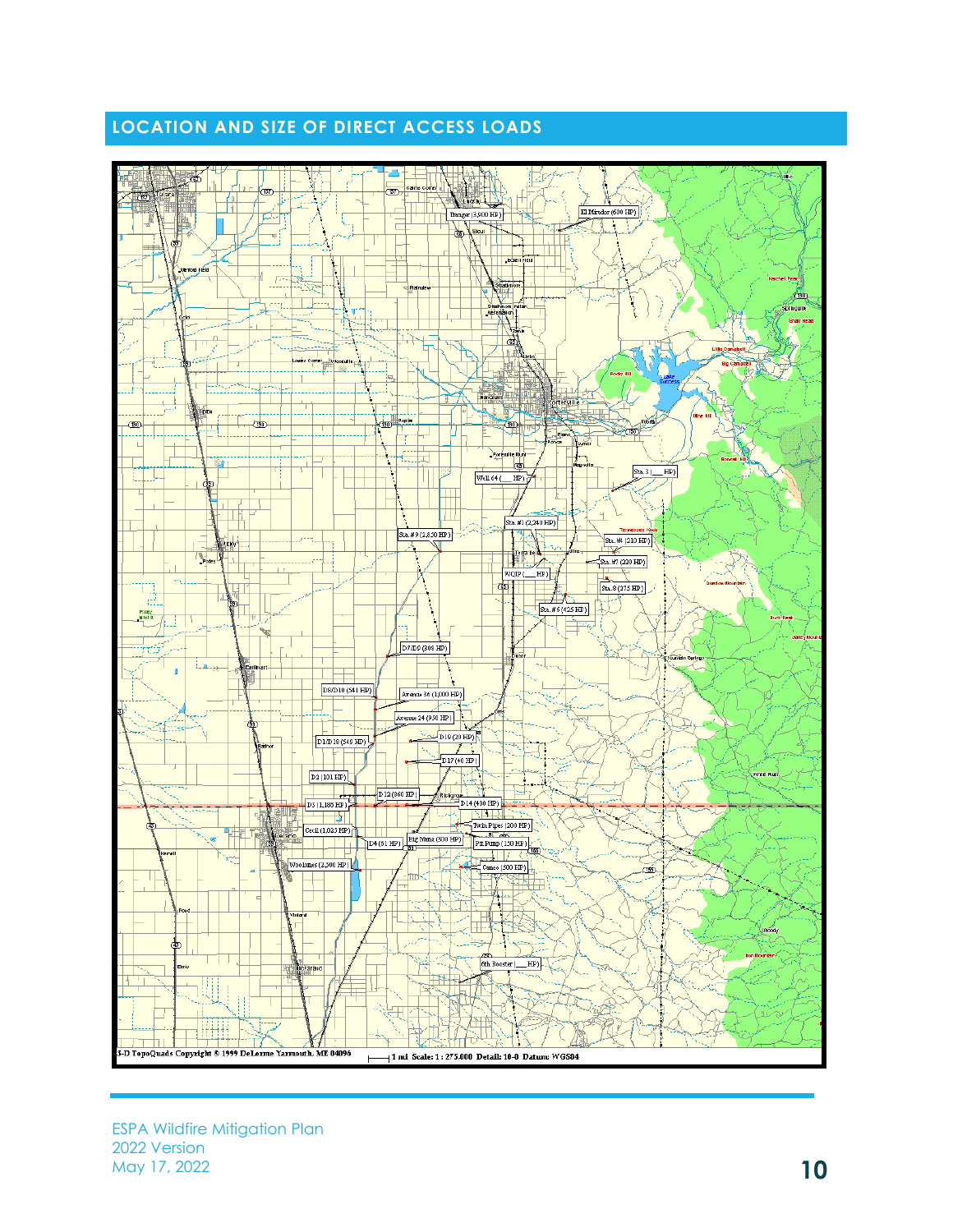## LOCATION AND SIZE OF DIRECT ACCESS LOADS

3-D TopoQuads Copyright © 1999 DeLorme Yarmouth, ME 04096 — 1 mi Scale: 1 : 275,000 Detail: 10-0 Datum: WGS84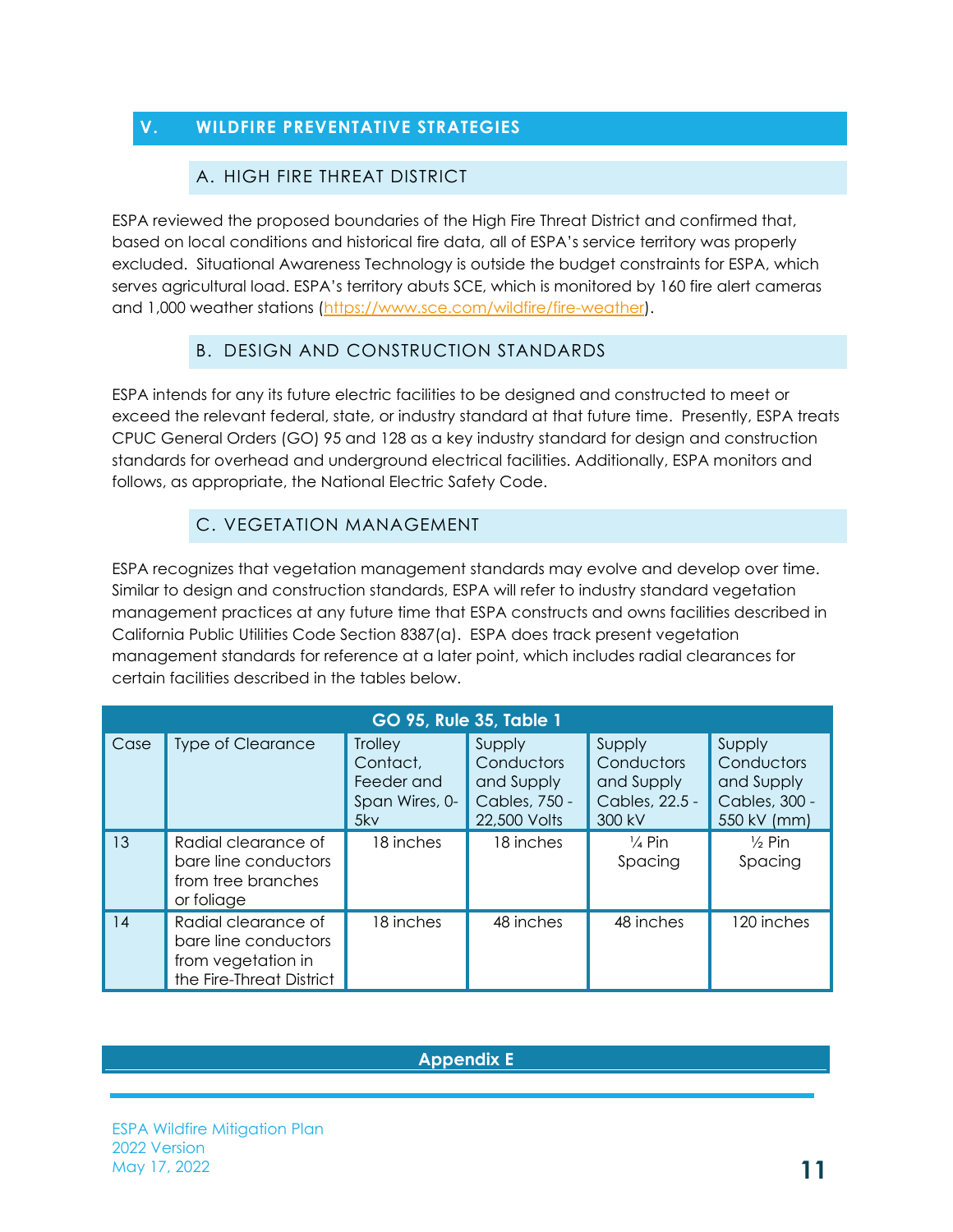## V. WILDFIRE PREVENTATIVE STRATEGIES

### A. HIGH FIRE THREAT DISTRICT

ESPA reviewed the proposed boundaries of the High Fire Threat District and confirmed that, based on local conditions and historical fire data, all of ESPA's service territory was properly excluded. Situational Awareness Technology is outside the budget constraints for ESPA, which serves agricultural load. ESPA's territory abuts SCE, which is monitored by 160 fire alert cameras and 1,000 weather stations (https://www.sce.com/wildfire/fire-weather).

### B. DESIGN AND CONSTRUCTION STANDARDS

ESPA intends for any its future electric facilities to be designed and constructed to meet or exceed the relevant federal, state, or industry standard at that future time. Presently, ESPA treats CPUC General Orders (GO) 95 and 128 as a key industry standard for design and construction standards for overhead and underground electrical facilities. Additionally, ESPA monitors and follows, as appropriate, the National Electric Safety Code.

### C. VEGETATION MANAGEMENT

ESPA recognizes that vegetation management standards may evolve and develop over time. Similar to design and construction standards, ESPA will refer to industry standard vegetation management practices at any future time that ESPA constructs and owns facilities described in California Public Utilities Code Section 8387(a). ESPA does track present vegetation management standards for reference at a later point, which includes radial clearances for certain facilities described in the tables below.

**GO 95, Rule 35, Table 1**

| Case | Type of Clearance | Trolley Contact, Feeder and Span Wires, 0-5kv | Supply Conductors and Supply Cables, 750 - 22,500 Volts | Supply Conductors and Supply Cables, 22.5 - 300 kV | Supply Conductors and Supply Cables, 300 - 550 kV (mm) |
|---|---|---|---|---|---|
| 13 | Radial clearance of bare line conductors from tree branches or foliage | 18 inches | 18 inches | ¼ Pin Spacing | ½ Pin Spacing |
| 14 | Radial clearance of bare line conductors from vegetation in the Fire-Threat District | 18 inches | 48 inches | 48 inches | 120 inches |

**Appendix E**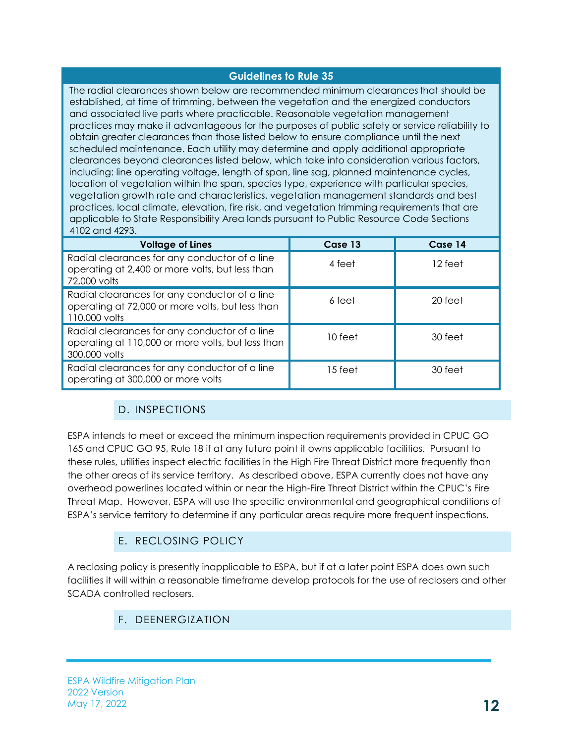| Guidelines to Rule 35 | | |
|---|---|---|
| The radial clearances shown below are recommended minimum clearances that should be established, at time of trimming, between the vegetation and the energized conductors and associated live parts where practicable. Reasonable vegetation management practices may make it advantageous for the purposes of public safety or service reliability to obtain greater clearances than those listed below to ensure compliance until the next scheduled maintenance. Each utility may determine and apply additional appropriate clearances beyond clearances listed below, which take into consideration various factors, including: line operating voltage, length of span, line sag, planned maintenance cycles, location of vegetation within the span, species type, experience with particular species, vegetation growth rate and characteristics, vegetation management standards and best practices, local climate, elevation, fire risk, and vegetation trimming requirements that are applicable to State Responsibility Area lands pursuant to Public Resource Code Sections 4102 and 4293. | | |
| **Voltage of Lines** | **Case 13** | **Case 14** |
| Radial clearances for any conductor of a line operating at 2,400 or more volts, but less than 72,000 volts | 4 feet | 12 feet |
| Radial clearances for any conductor of a line operating at 72,000 or more volts, but less than 110,000 volts | 6 feet | 20 feet |
| Radial clearances for any conductor of a line operating at 110,000 or more volts, but less than 300,000 volts | 10 feet | 30 feet |
| Radial clearances for any conductor of a line operating at 300,000 or more volts | 15 feet | 30 feet |

## D. INSPECTIONS

ESPA intends to meet or exceed the minimum inspection requirements provided in CPUC GO 165 and CPUC GO 95, Rule 18 if at any future point it owns applicable facilities. Pursuant to these rules, utilities inspect electric facilities in the High Fire Threat District more frequently than the other areas of its service territory. As described above, ESPA currently does not have any overhead powerlines located within or near the High-Fire Threat District within the CPUC's Fire Threat Map. However, ESPA will use the specific environmental and geographical conditions of ESPA's service territory to determine if any particular areas require more frequent inspections.

## E. RECLOSING POLICY

A reclosing policy is presently inapplicable to ESPA, but if at a later point ESPA does own such facilities it will within a reasonable timeframe develop protocols for the use of reclosers and other SCADA controlled reclosers.

## F. DEENERGIZATION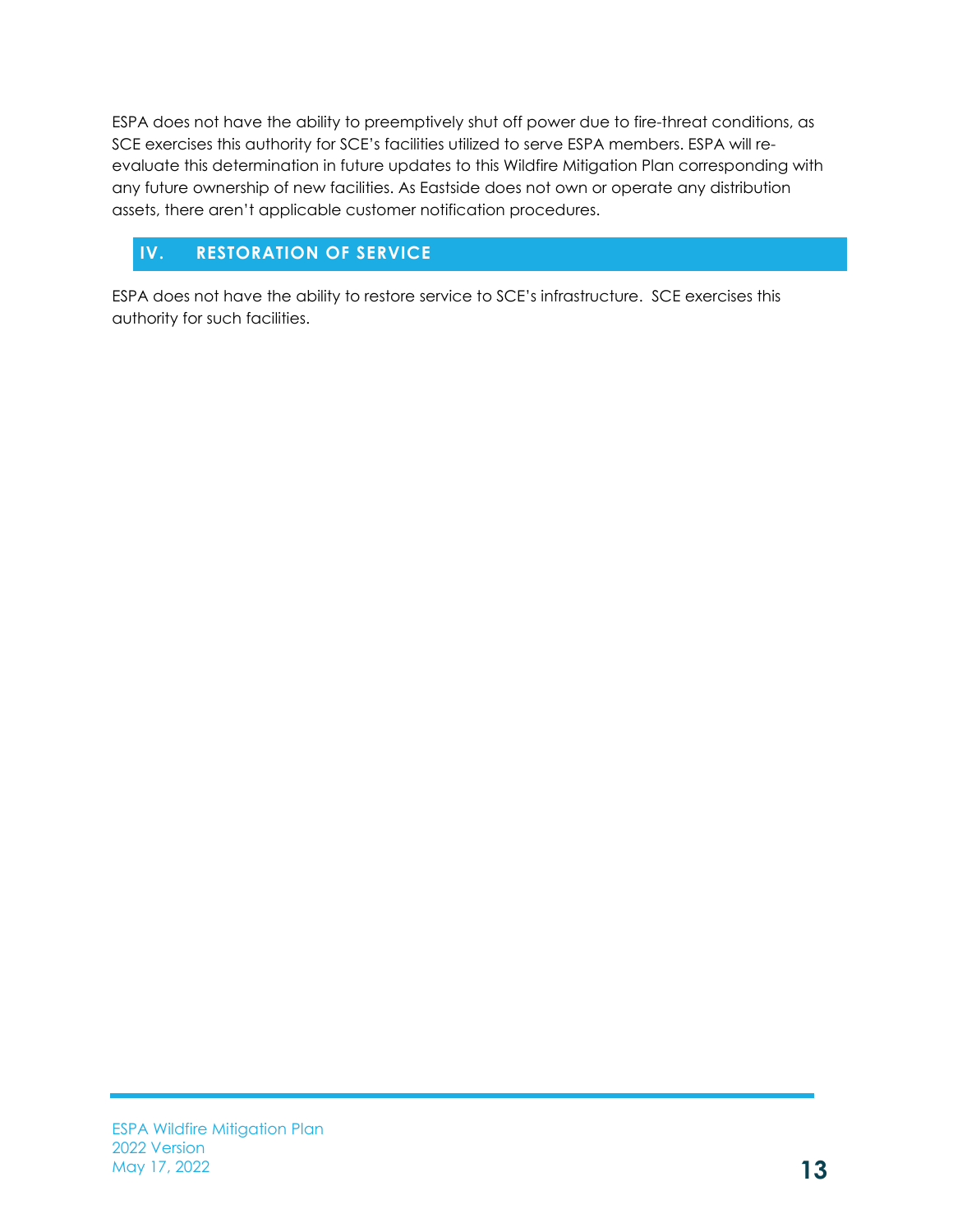ESPA does not have the ability to preemptively shut off power due to fire-threat conditions, as SCE exercises this authority for SCE's facilities utilized to serve ESPA members. ESPA will re-evaluate this determination in future updates to this Wildfire Mitigation Plan corresponding with any future ownership of new facilities. As Eastside does not own or operate any distribution assets, there aren't applicable customer notification procedures.

## IV. RESTORATION OF SERVICE

ESPA does not have the ability to restore service to SCE's infrastructure. SCE exercises this authority for such facilities.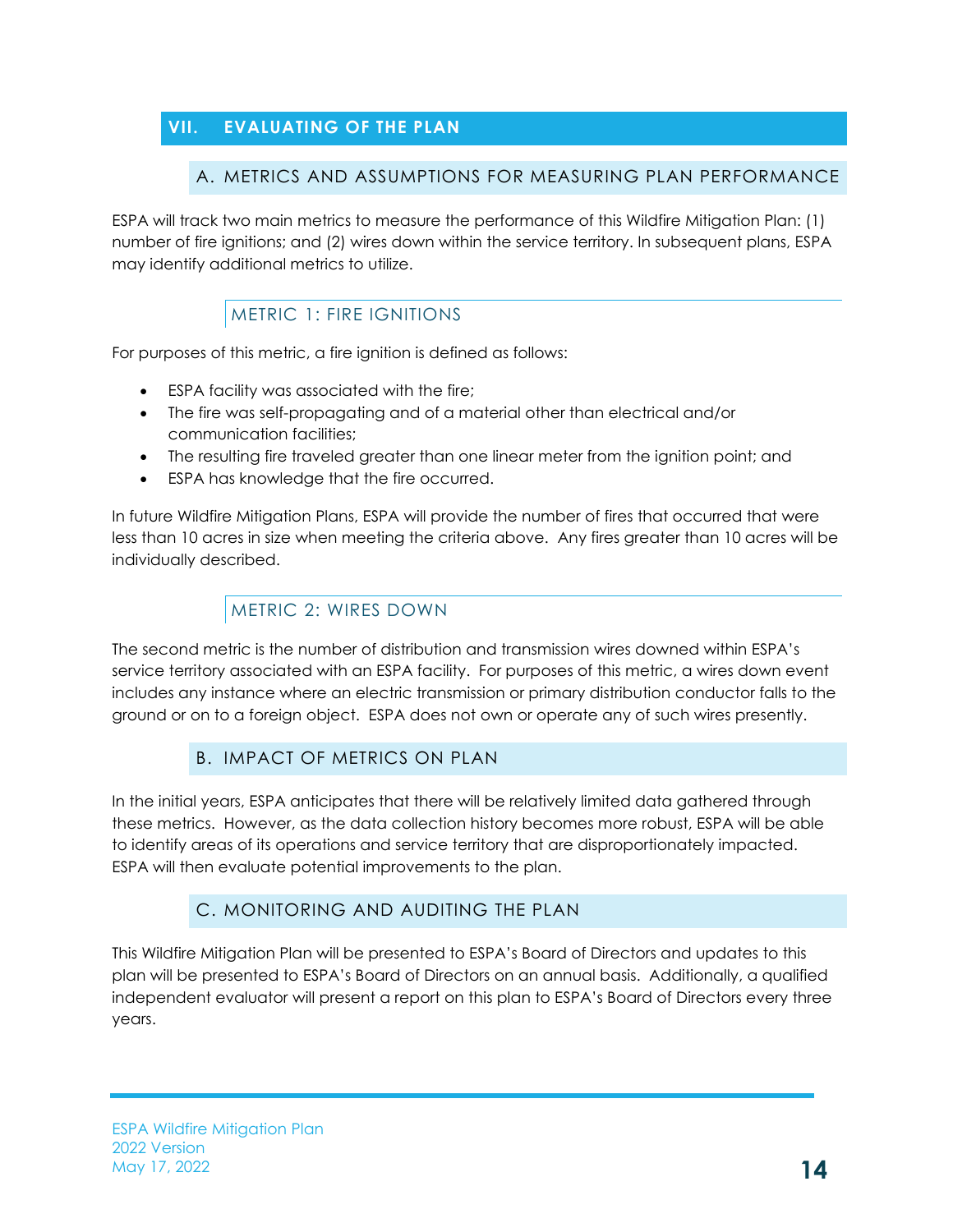## VII. EVALUATING OF THE PLAN

### A. METRICS AND ASSUMPTIONS FOR MEASURING PLAN PERFORMANCE

ESPA will track two main metrics to measure the performance of this Wildfire Mitigation Plan: (1) number of fire ignitions; and (2) wires down within the service territory. In subsequent plans, ESPA may identify additional metrics to utilize.

#### METRIC 1: FIRE IGNITIONS

For purposes of this metric, a fire ignition is defined as follows:

- ESPA facility was associated with the fire;
- The fire was self-propagating and of a material other than electrical and/or communication facilities;
- The resulting fire traveled greater than one linear meter from the ignition point; and
- ESPA has knowledge that the fire occurred.

In future Wildfire Mitigation Plans, ESPA will provide the number of fires that occurred that were less than 10 acres in size when meeting the criteria above. Any fires greater than 10 acres will be individually described.

#### METRIC 2: WIRES DOWN

The second metric is the number of distribution and transmission wires downed within ESPA's service territory associated with an ESPA facility. For purposes of this metric, a wires down event includes any instance where an electric transmission or primary distribution conductor falls to the ground or on to a foreign object. ESPA does not own or operate any of such wires presently.

### B. IMPACT OF METRICS ON PLAN

In the initial years, ESPA anticipates that there will be relatively limited data gathered through these metrics. However, as the data collection history becomes more robust, ESPA will be able to identify areas of its operations and service territory that are disproportionately impacted. ESPA will then evaluate potential improvements to the plan.

### C. MONITORING AND AUDITING THE PLAN

This Wildfire Mitigation Plan will be presented to ESPA's Board of Directors and updates to this plan will be presented to ESPA's Board of Directors on an annual basis. Additionally, a qualified independent evaluator will present a report on this plan to ESPA's Board of Directors every three years.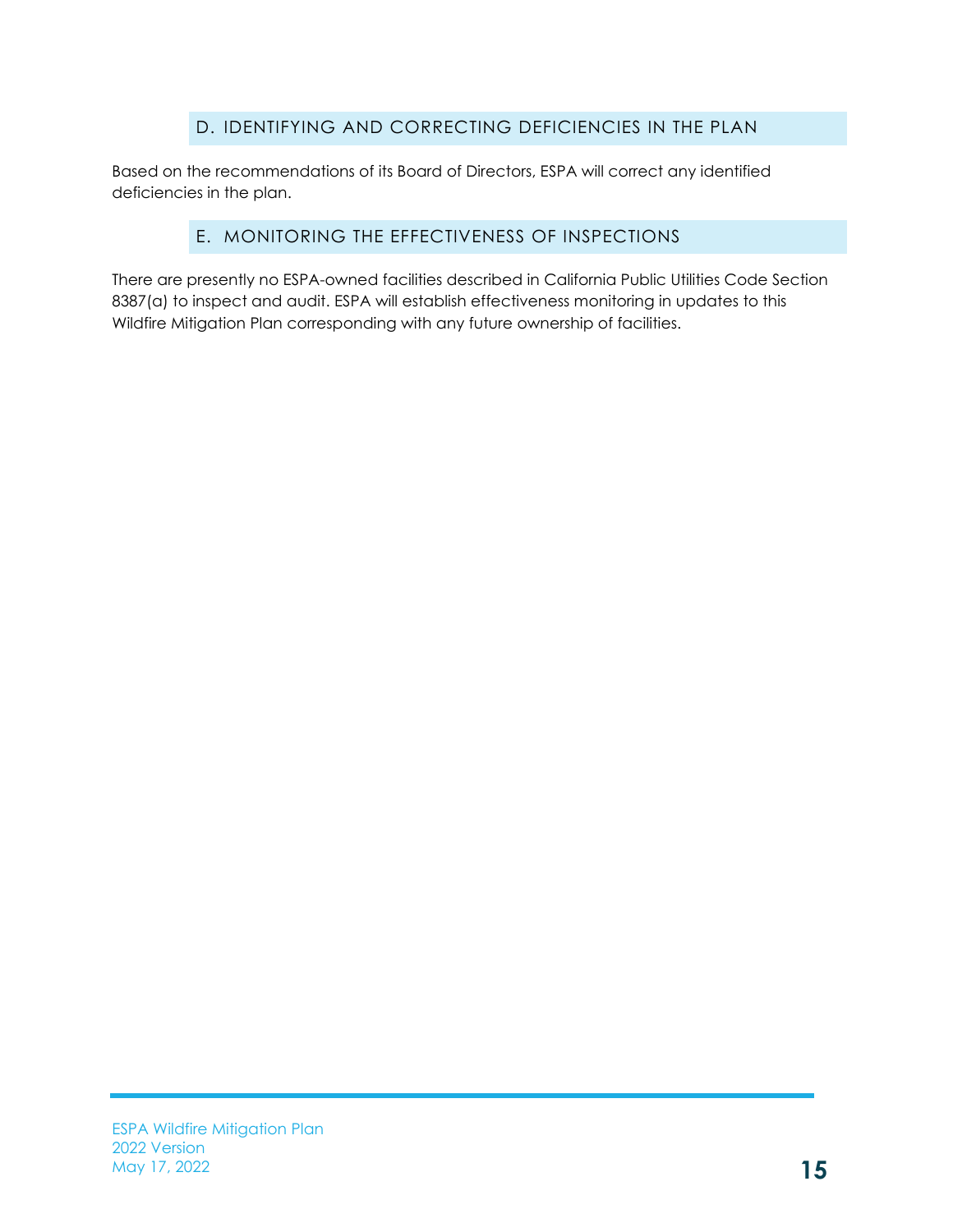## D. IDENTIFYING AND CORRECTING DEFICIENCIES IN THE PLAN

Based on the recommendations of its Board of Directors, ESPA will correct any identified deficiencies in the plan.

## E. MONITORING THE EFFECTIVENESS OF INSPECTIONS

There are presently no ESPA-owned facilities described in California Public Utilities Code Section 8387(a) to inspect and audit. ESPA will establish effectiveness monitoring in updates to this Wildfire Mitigation Plan corresponding with any future ownership of facilities.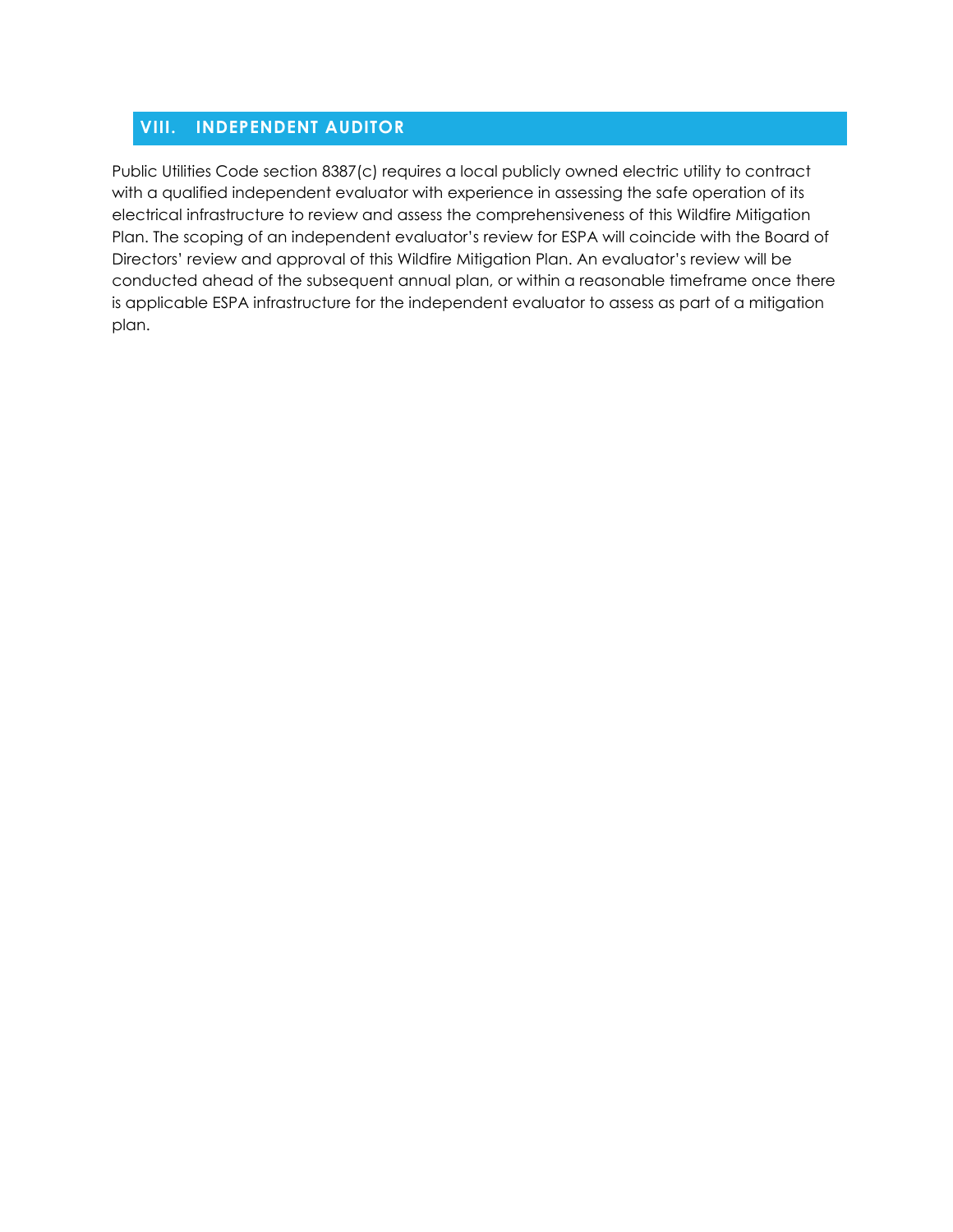## VIII. INDEPENDENT AUDITOR

Public Utilities Code section 8387(c) requires a local publicly owned electric utility to contract with a qualified independent evaluator with experience in assessing the safe operation of its electrical infrastructure to review and assess the comprehensiveness of this Wildfire Mitigation Plan. The scoping of an independent evaluator's review for ESPA will coincide with the Board of Directors' review and approval of this Wildfire Mitigation Plan. An evaluator's review will be conducted ahead of the subsequent annual plan, or within a reasonable timeframe once there is applicable ESPA infrastructure for the independent evaluator to assess as part of a mitigation plan.